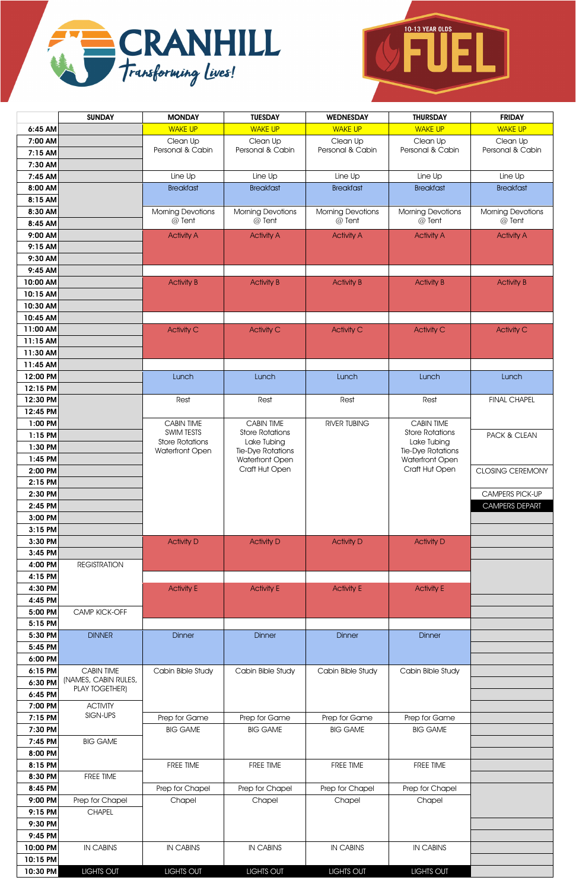# CRANHILL

*Transforming Lives!*

## 10-13 YEAR OLDS FUEL

| | SUNDAY | MONDAY | TUESDAY | WEDNESDAY | THURSDAY | FRIDAY |
|---|---|---|---|---|---|---|
| 6:45 AM | | WAKE UP | WAKE UP | WAKE UP | WAKE UP | WAKE UP |
| 7:00 AM | | Clean Up Personal & Cabin | Clean Up Personal & Cabin | Clean Up Personal & Cabin | Clean Up Personal & Cabin | Clean Up Personal & Cabin |
| 7:15 AM | | | | | | |
| 7:30 AM | | | | | | |
| 7:45 AM | | Line Up | Line Up | Line Up | Line Up | Line Up |
| 8:00 AM | | Breakfast | Breakfast | Breakfast | Breakfast | Breakfast |
| 8:15 AM | | | | | | |
| 8:30 AM | | Morning Devotions @ Tent | Morning Devotions @ Tent | Morning Devotions @ Tent | Morning Devotions @ Tent | Morning Devotions @ Tent |
| 8:45 AM | | | | | | |
| 9:00 AM | | Activity A | Activity A | Activity A | Activity A | Activity A |
| 9:15 AM | | | | | | |
| 9:30 AM | | | | | | |
| 9:45 AM | | | | | | |
| 10:00 AM | | Activity B | Activity B | Activity B | Activity B | Activity B |
| 10:15 AM | | | | | | |
| 10:30 AM | | | | | | |
| 10:45 AM | | | | | | |
| 11:00 AM | | Activity C | Activity C | Activity C | Activity C | Activity C |
| 11:15 AM | | | | | | |
| 11:30 AM | | | | | | |
| 11:45 AM | | | | | | |
| 12:00 PM | | Lunch | Lunch | Lunch | Lunch | Lunch |
| 12:15 PM | | | | | | |
| 12:30 PM | | Rest | Rest | Rest | Rest | FINAL CHAPEL |
| 12:45 PM | | | | | | |
| 1:00 PM | | CABIN TIME SWIM TESTS Store Rotations Waterfront Open | CABIN TIME Store Rotations Lake Tubing Tie-Dye Rotations Waterfront Open Craft Hut Open | RIVER TUBING | CABIN TIME Store Rotations Lake Tubing Tie-Dye Rotations Waterfront Open Craft Hut Open | |
| 1:15 PM | | | | | | PACK & CLEAN |
| 1:30 PM | | | | | | |
| 1:45 PM | | | | | | |
| 2:00 PM | | | | | | CLOSING CEREMONY |
| 2:15 PM | | | | | | |
| 2:30 PM | | | | | | CAMPERS PICK-UP |
| 2:45 PM | | | | | | CAMPERS DEPART |
| 3:00 PM | | | | | | |
| 3:15 PM | | | | | | |
| 3:30 PM | | Activity D | Activity D | Activity D | Activity D | |
| 3:45 PM | | | | | | |
| 4:00 PM | REGISTRATION | | | | | |
| 4:15 PM | | | | | | |
| 4:30 PM | | Activity E | Activity E | Activity E | Activity E | |
| 4:45 PM | | | | | | |
| 5:00 PM | CAMP KICK-OFF | | | | | |
| 5:15 PM | | | | | | |
| 5:30 PM | DINNER | Dinner | Dinner | Dinner | Dinner | |
| 5:45 PM | | | | | | |
| 6:00 PM | | | | | | |
| 6:15 PM | CABIN TIME (NAMES, CABIN RULES, PLAY TOGETHER) | Cabin Bible Study | Cabin Bible Study | Cabin Bible Study | Cabin Bible Study | |
| 6:30 PM | | | | | | |
| 6:45 PM | | | | | | |
| 7:00 PM | ACTIVITY SIGN-UPS | | | | | |
| 7:15 PM | | Prep for Game | Prep for Game | Prep for Game | Prep for Game | |
| 7:30 PM | | BIG GAME | BIG GAME | BIG GAME | BIG GAME | |
| 7:45 PM | BIG GAME | | | | | |
| 8:00 PM | | | | | | |
| 8:15 PM | | FREE TIME | FREE TIME | FREE TIME | FREE TIME | |
| 8:30 PM | FREE TIME | | | | | |
| 8:45 PM | | Prep for Chapel | Prep for Chapel | Prep for Chapel | Prep for Chapel | |
| 9:00 PM | Prep for Chapel | Chapel | Chapel | Chapel | Chapel | |
| 9:15 PM | CHAPEL | | | | | |
| 9:30 PM | | | | | | |
| 9:45 PM | | | | | | |
| 10:00 PM | IN CABINS | IN CABINS | IN CABINS | IN CABINS | IN CABINS | |
| 10:15 PM | | | | | | |
| 10:30 PM | LIGHTS OUT | LIGHTS OUT | LIGHTS OUT | LIGHTS OUT | LIGHTS OUT | |